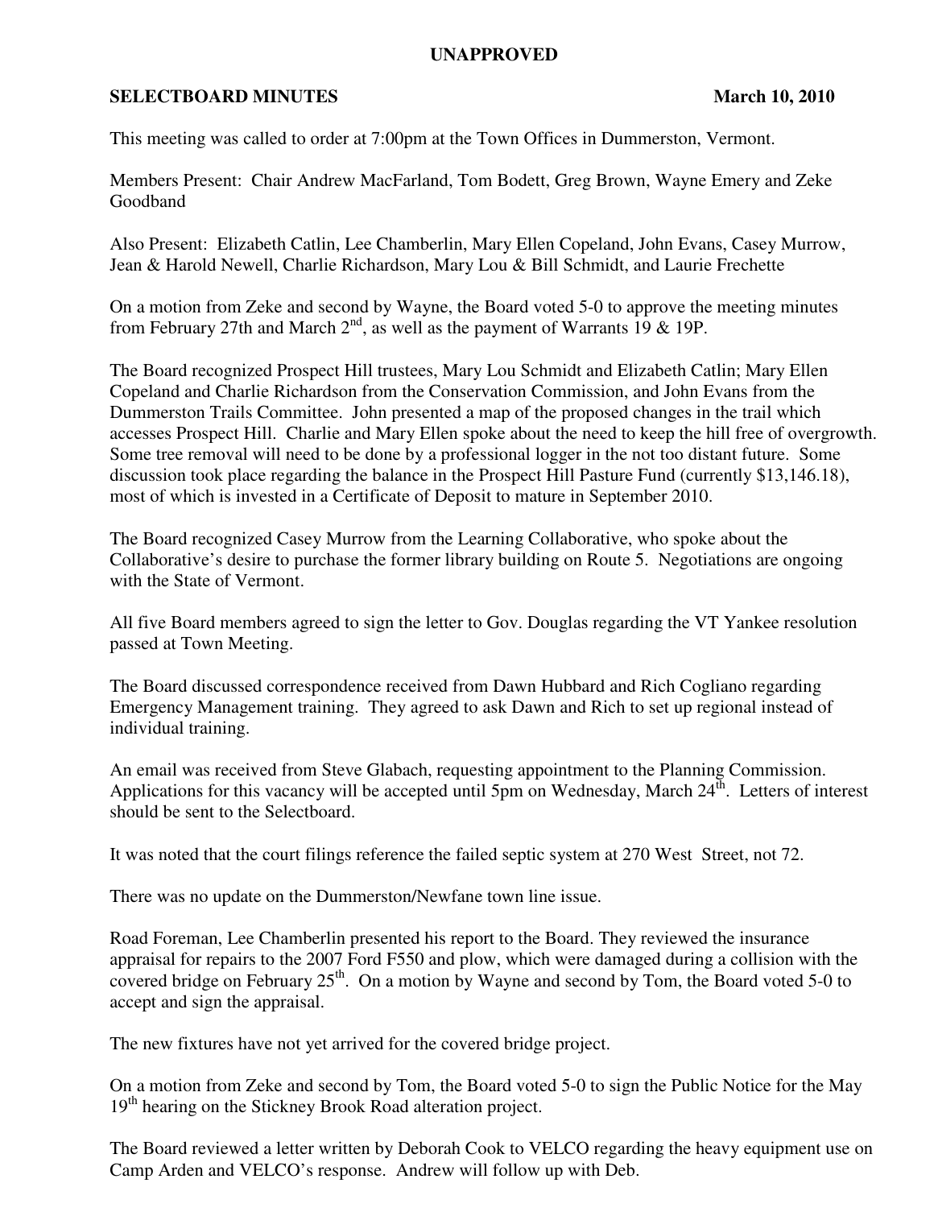**UNAPPROVED**

**SELECTBOARD MINUTES** **March 10, 2010**

This meeting was called to order at 7:00pm at the Town Offices in Dummerston, Vermont.

Members Present: Chair Andrew MacFarland, Tom Bodett, Greg Brown, Wayne Emery and Zeke Goodband

Also Present: Elizabeth Catlin, Lee Chamberlin, Mary Ellen Copeland, John Evans, Casey Murrow, Jean & Harold Newell, Charlie Richardson, Mary Lou & Bill Schmidt, and Laurie Frechette

On a motion from Zeke and second by Wayne, the Board voted 5-0 to approve the meeting minutes from February 27th and March 2nd, as well as the payment of Warrants 19 & 19P.

The Board recognized Prospect Hill trustees, Mary Lou Schmidt and Elizabeth Catlin; Mary Ellen Copeland and Charlie Richardson from the Conservation Commission, and John Evans from the Dummerston Trails Committee. John presented a map of the proposed changes in the trail which accesses Prospect Hill. Charlie and Mary Ellen spoke about the need to keep the hill free of overgrowth. Some tree removal will need to be done by a professional logger in the not too distant future. Some discussion took place regarding the balance in the Prospect Hill Pasture Fund (currently $13,146.18), most of which is invested in a Certificate of Deposit to mature in September 2010.

The Board recognized Casey Murrow from the Learning Collaborative, who spoke about the Collaborative's desire to purchase the former library building on Route 5. Negotiations are ongoing with the State of Vermont.

All five Board members agreed to sign the letter to Gov. Douglas regarding the VT Yankee resolution passed at Town Meeting.

The Board discussed correspondence received from Dawn Hubbard and Rich Cogliano regarding Emergency Management training. They agreed to ask Dawn and Rich to set up regional instead of individual training.

An email was received from Steve Glabach, requesting appointment to the Planning Commission. Applications for this vacancy will be accepted until 5pm on Wednesday, March 24th. Letters of interest should be sent to the Selectboard.

It was noted that the court filings reference the failed septic system at 270 West Street, not 72.

There was no update on the Dummerston/Newfane town line issue.

Road Foreman, Lee Chamberlin presented his report to the Board. They reviewed the insurance appraisal for repairs to the 2007 Ford F550 and plow, which were damaged during a collision with the covered bridge on February 25th. On a motion by Wayne and second by Tom, the Board voted 5-0 to accept and sign the appraisal.

The new fixtures have not yet arrived for the covered bridge project.

On a motion from Zeke and second by Tom, the Board voted 5-0 to sign the Public Notice for the May 19th hearing on the Stickney Brook Road alteration project.

The Board reviewed a letter written by Deborah Cook to VELCO regarding the heavy equipment use on Camp Arden and VELCO's response. Andrew will follow up with Deb.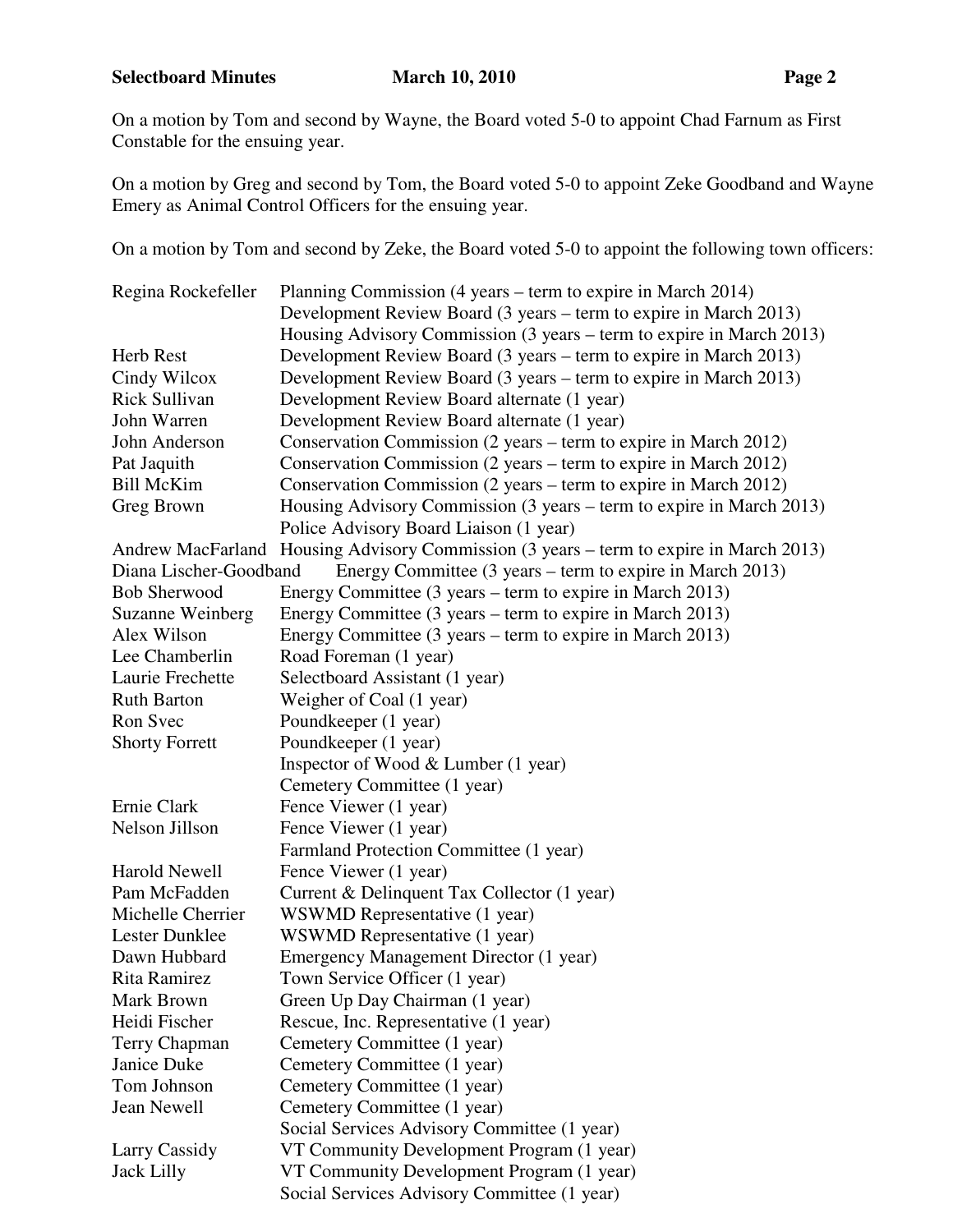On a motion by Tom and second by Wayne, the Board voted 5-0 to appoint Chad Farnum as First Constable for the ensuing year.

On a motion by Greg and second by Tom, the Board voted 5-0 to appoint Zeke Goodband and Wayne Emery as Animal Control Officers for the ensuing year.

On a motion by Tom and second by Zeke, the Board voted 5-0 to appoint the following town officers:

| Name | Position |
|---|---|
| Regina Rockefeller | Planning Commission (4 years – term to expire in March 2014) |
| | Development Review Board (3 years – term to expire in March 2013) |
| | Housing Advisory Commission (3 years – term to expire in March 2013) |
| Herb Rest | Development Review Board (3 years – term to expire in March 2013) |
| Cindy Wilcox | Development Review Board (3 years – term to expire in March 2013) |
| Rick Sullivan | Development Review Board alternate (1 year) |
| John Warren | Development Review Board alternate (1 year) |
| John Anderson | Conservation Commission (2 years – term to expire in March 2012) |
| Pat Jaquith | Conservation Commission (2 years – term to expire in March 2012) |
| Bill McKim | Conservation Commission (2 years – term to expire in March 2012) |
| Greg Brown | Housing Advisory Commission (3 years – term to expire in March 2013) |
| | Police Advisory Board Liaison (1 year) |
| Andrew MacFarland | Housing Advisory Commission (3 years – term to expire in March 2013) |
| Diana Lischer-Goodband | Energy Committee (3 years – term to expire in March 2013) |
| Bob Sherwood | Energy Committee (3 years – term to expire in March 2013) |
| Suzanne Weinberg | Energy Committee (3 years – term to expire in March 2013) |
| Alex Wilson | Energy Committee (3 years – term to expire in March 2013) |
| Lee Chamberlin | Road Foreman (1 year) |
| Laurie Frechette | Selectboard Assistant (1 year) |
| Ruth Barton | Weigher of Coal (1 year) |
| Ron Svec | Poundkeeper (1 year) |
| Shorty Forrett | Poundkeeper (1 year) |
| | Inspector of Wood & Lumber (1 year) |
| | Cemetery Committee (1 year) |
| Ernie Clark | Fence Viewer (1 year) |
| Nelson Jillson | Fence Viewer (1 year) |
| | Farmland Protection Committee (1 year) |
| Harold Newell | Fence Viewer (1 year) |
| Pam McFadden | Current & Delinquent Tax Collector (1 year) |
| Michelle Cherrier | WSWMD Representative (1 year) |
| Lester Dunklee | WSWMD Representative (1 year) |
| Dawn Hubbard | Emergency Management Director (1 year) |
| Rita Ramirez | Town Service Officer (1 year) |
| Mark Brown | Green Up Day Chairman (1 year) |
| Heidi Fischer | Rescue, Inc. Representative (1 year) |
| Terry Chapman | Cemetery Committee (1 year) |
| Janice Duke | Cemetery Committee (1 year) |
| Tom Johnson | Cemetery Committee (1 year) |
| Jean Newell | Cemetery Committee (1 year) |
| | Social Services Advisory Committee (1 year) |
| Larry Cassidy | VT Community Development Program (1 year) |
| Jack Lilly | VT Community Development Program (1 year) |
| | Social Services Advisory Committee (1 year) |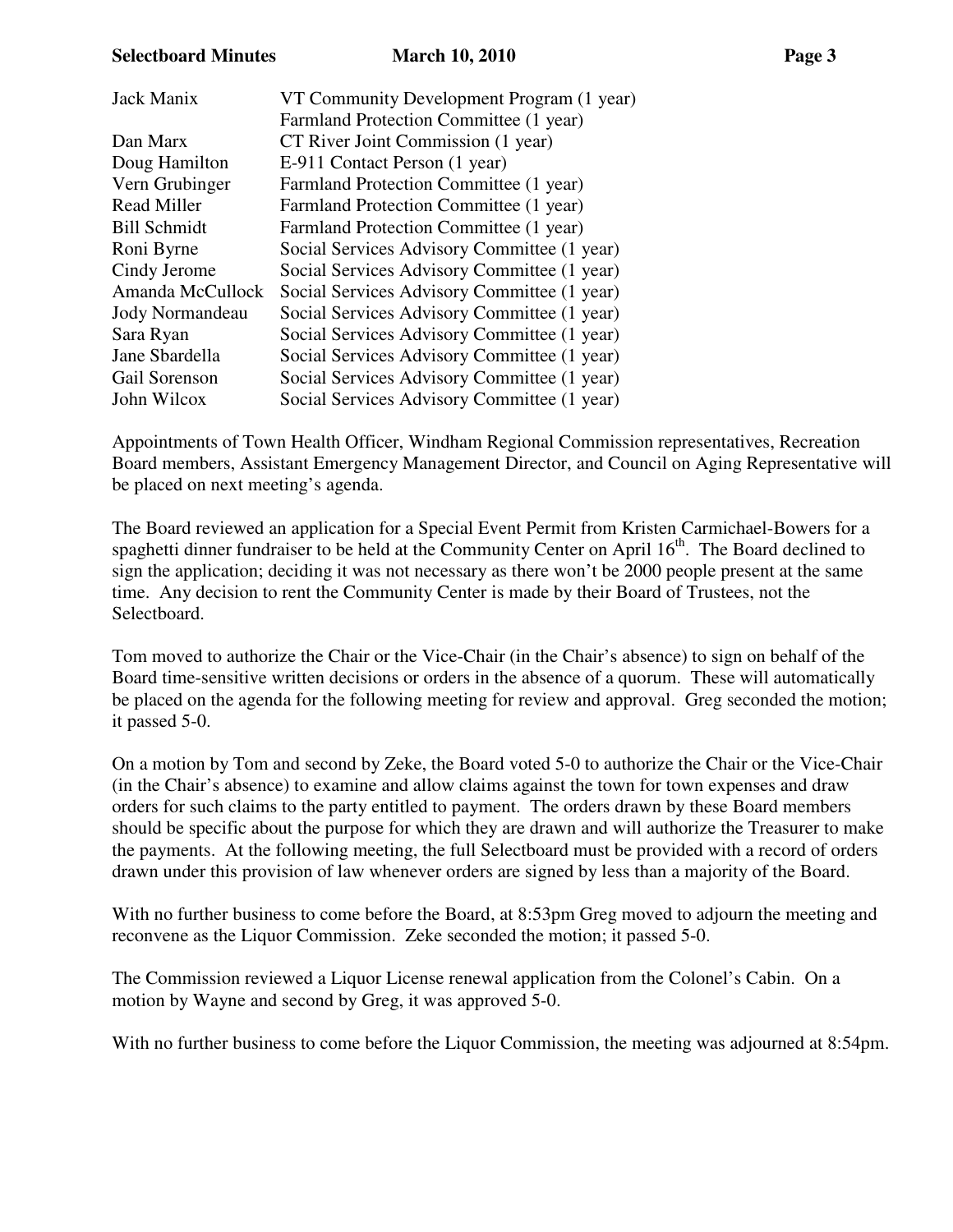| | |
|---|---|
| Jack Manix | VT Community Development Program (1 year) |
| | Farmland Protection Committee (1 year) |
| Dan Marx | CT River Joint Commission (1 year) |
| Doug Hamilton | E-911 Contact Person (1 year) |
| Vern Grubinger | Farmland Protection Committee (1 year) |
| Read Miller | Farmland Protection Committee (1 year) |
| Bill Schmidt | Farmland Protection Committee (1 year) |
| Roni Byrne | Social Services Advisory Committee (1 year) |
| Cindy Jerome | Social Services Advisory Committee (1 year) |
| Amanda McCullock | Social Services Advisory Committee (1 year) |
| Jody Normandeau | Social Services Advisory Committee (1 year) |
| Sara Ryan | Social Services Advisory Committee (1 year) |
| Jane Sbardella | Social Services Advisory Committee (1 year) |
| Gail Sorenson | Social Services Advisory Committee (1 year) |
| John Wilcox | Social Services Advisory Committee (1 year) |

Appointments of Town Health Officer, Windham Regional Commission representatives, Recreation Board members, Assistant Emergency Management Director, and Council on Aging Representative will be placed on next meeting's agenda.

The Board reviewed an application for a Special Event Permit from Kristen Carmichael-Bowers for a spaghetti dinner fundraiser to be held at the Community Center on April 16th. The Board declined to sign the application; deciding it was not necessary as there won't be 2000 people present at the same time. Any decision to rent the Community Center is made by their Board of Trustees, not the Selectboard.

Tom moved to authorize the Chair or the Vice-Chair (in the Chair's absence) to sign on behalf of the Board time-sensitive written decisions or orders in the absence of a quorum. These will automatically be placed on the agenda for the following meeting for review and approval. Greg seconded the motion; it passed 5-0.

On a motion by Tom and second by Zeke, the Board voted 5-0 to authorize the Chair or the Vice-Chair (in the Chair's absence) to examine and allow claims against the town for town expenses and draw orders for such claims to the party entitled to payment. The orders drawn by these Board members should be specific about the purpose for which they are drawn and will authorize the Treasurer to make the payments. At the following meeting, the full Selectboard must be provided with a record of orders drawn under this provision of law whenever orders are signed by less than a majority of the Board.

With no further business to come before the Board, at 8:53pm Greg moved to adjourn the meeting and reconvene as the Liquor Commission. Zeke seconded the motion; it passed 5-0.

The Commission reviewed a Liquor License renewal application from the Colonel's Cabin. On a motion by Wayne and second by Greg, it was approved 5-0.

With no further business to come before the Liquor Commission, the meeting was adjourned at 8:54pm.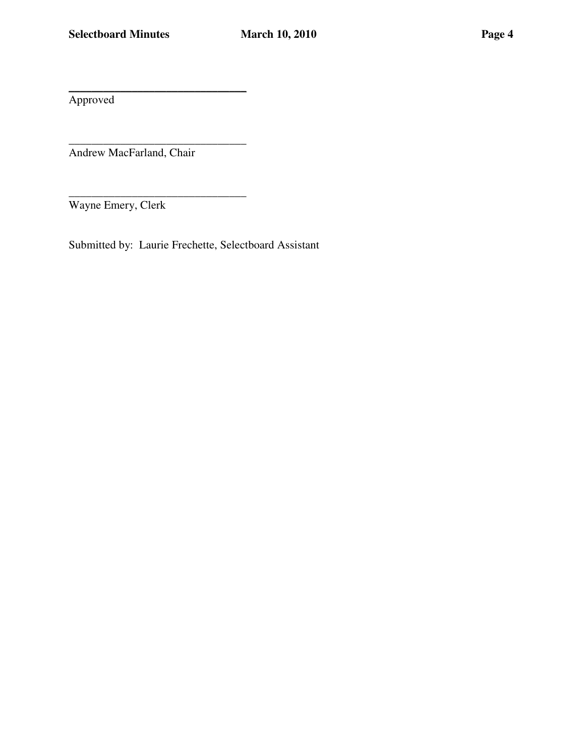_______________________________

Approved

_______________________________

Andrew MacFarland, Chair

_______________________________

Wayne Emery, Clerk

Submitted by: Laurie Frechette, Selectboard Assistant